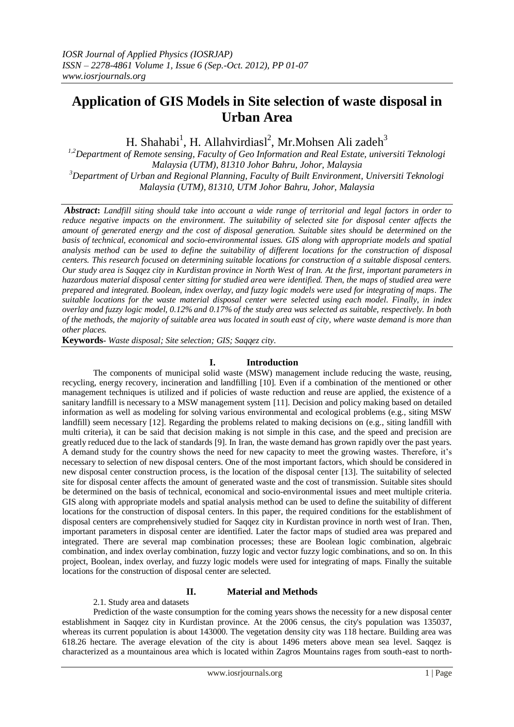# Application of GIS Models in Site selection of waste disposal in Urban Area

H. Shahabi[1], H. Allahvirdiasl[2], Mr.Mohsen Ali zadeh[3]

[1,2]Department of Remote sensing, Faculty of Geo Information and Real Estate, universiti Teknologi Malaysia (UTM), 81310 Johor Bahru, Johor, Malaysia

[3]Department of Urban and Regional Planning, Faculty of Built Environment, Universiti Teknologi Malaysia (UTM), 81310, UTM Johor Bahru, Johor, Malaysia

***Abstract*:** *Landfill siting should take into account a wide range of territorial and legal factors in order to reduce negative impacts on the environment. The suitability of selected site for disposal center affects the amount of generated energy and the cost of disposal generation. Suitable sites should be determined on the basis of technical, economical and socio-environmental issues. GIS along with appropriate models and spatial analysis method can be used to define the suitability of different locations for the construction of disposal centers. This research focused on determining suitable locations for construction of a suitable disposal centers. Our study area is Saqqez city in Kurdistan province in North West of Iran. At the first, important parameters in hazardous material disposal center sitting for studied area were identified. Then, the maps of studied area were prepared and integrated. Boolean, index overlay, and fuzzy logic models were used for integrating of maps. The suitable locations for the waste material disposal center were selected using each model. Finally, in index overlay and fuzzy logic model, 0.12% and 0.17% of the study area was selected as suitable, respectively. In both of the methods, the majority of suitable area was located in south east of city, where waste demand is more than other places.*

**Keywords-** *Waste disposal; Site selection; GIS; Saqqez city.*

## I. Introduction

The components of municipal solid waste (MSW) management include reducing the waste, reusing, recycling, energy recovery, incineration and landfilling [10]. Even if a combination of the mentioned or other management techniques is utilized and if policies of waste reduction and reuse are applied, the existence of a sanitary landfill is necessary to a MSW management system [11]. Decision and policy making based on detailed information as well as modeling for solving various environmental and ecological problems (e.g., siting MSW landfill) seem necessary [12]. Regarding the problems related to making decisions on (e.g., siting landfill with multi criteria), it can be said that decision making is not simple in this case, and the speed and precision are greatly reduced due to the lack of standards [9]. In Iran, the waste demand has grown rapidly over the past years. A demand study for the country shows the need for new capacity to meet the growing wastes. Therefore, it's necessary to selection of new disposal centers. One of the most important factors, which should be considered in new disposal center construction process, is the location of the disposal center [13]. The suitability of selected site for disposal center affects the amount of generated waste and the cost of transmission. Suitable sites should be determined on the basis of technical, economical and socio-environmental issues and meet multiple criteria. GIS along with appropriate models and spatial analysis method can be used to define the suitability of different locations for the construction of disposal centers. In this paper, the required conditions for the establishment of disposal centers are comprehensively studied for Saqqez city in Kurdistan province in north west of Iran. Then, important parameters in disposal center are identified. Later the factor maps of studied area was prepared and integrated. There are several map combination processes; these are Boolean logic combination, algebraic combination, and index overlay combination, fuzzy logic and vector fuzzy logic combinations, and so on. In this project, Boolean, index overlay, and fuzzy logic models were used for integrating of maps. Finally the suitable locations for the construction of disposal center are selected.

## II. Material and Methods

### 2.1. Study area and datasets

Prediction of the waste consumption for the coming years shows the necessity for a new disposal center establishment in Saqqez city in Kurdistan province. At the 2006 census, the city's population was 135037, whereas its current population is about 143000. The vegetation density city was 118 hectare. Building area was 618.26 hectare. The average elevation of the city is about 1496 meters above mean sea level. Saqqez is characterized as a mountainous area which is located within Zagros Mountains rages from south-east to north-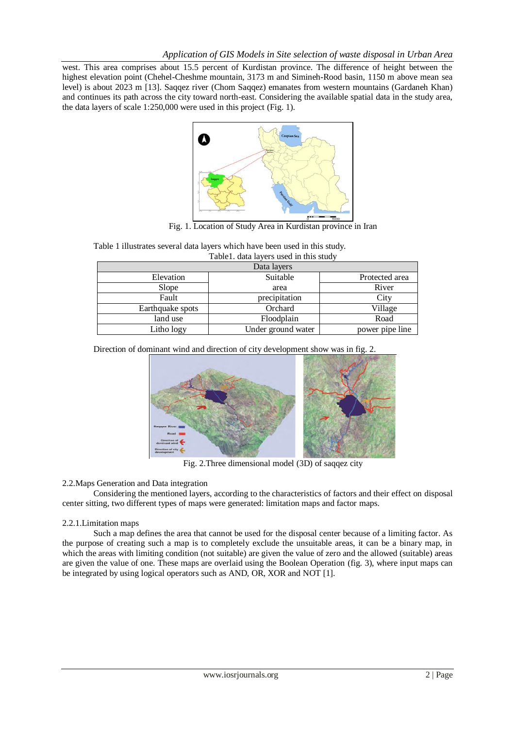west. This area comprises about 15.5 percent of Kurdistan province. The difference of height between the highest elevation point (Chehel-Cheshme mountain, 3173 m and Simineh-Rood basin, 1150 m above mean sea level) is about 2023 m [13]. Saqqez river (Chom Saqqez) emanates from western mountains (Gardaneh Khan) and continues its path across the city toward north-east. Considering the available spatial data in the study area, the data layers of scale 1:250,000 were used in this project (Fig. 1).

Fig. 1. Location of Study Area in Kurdistan province in Iran

Table 1 illustrates several data layers which have been used in this study.

Table1. data layers used in this study

| Data layers | | |
|---|---|---|
| Elevation | Suitable | Protected area |
| Slope | area | River |
| Fault | precipitation | City |
| Earthquake spots | Orchard | Village |
| land use | Floodplain | Road |
| Litho logy | Under ground water | power pipe line |

Direction of dominant wind and direction of city development show was in fig. 2.

Fig. 2.Three dimensional model (3D) of saqqez city

2.2.Maps Generation and Data integration

Considering the mentioned layers, according to the characteristics of factors and their effect on disposal center sitting, two different types of maps were generated: limitation maps and factor maps.

2.2.1.Limitation maps

Such a map defines the area that cannot be used for the disposal center because of a limiting factor. As the purpose of creating such a map is to completely exclude the unsuitable areas, it can be a binary map, in which the areas with limiting condition (not suitable) are given the value of zero and the allowed (suitable) areas are given the value of one. These maps are overlaid using the Boolean Operation (fig. 3), where input maps can be integrated by using logical operators such as AND, OR, XOR and NOT [1].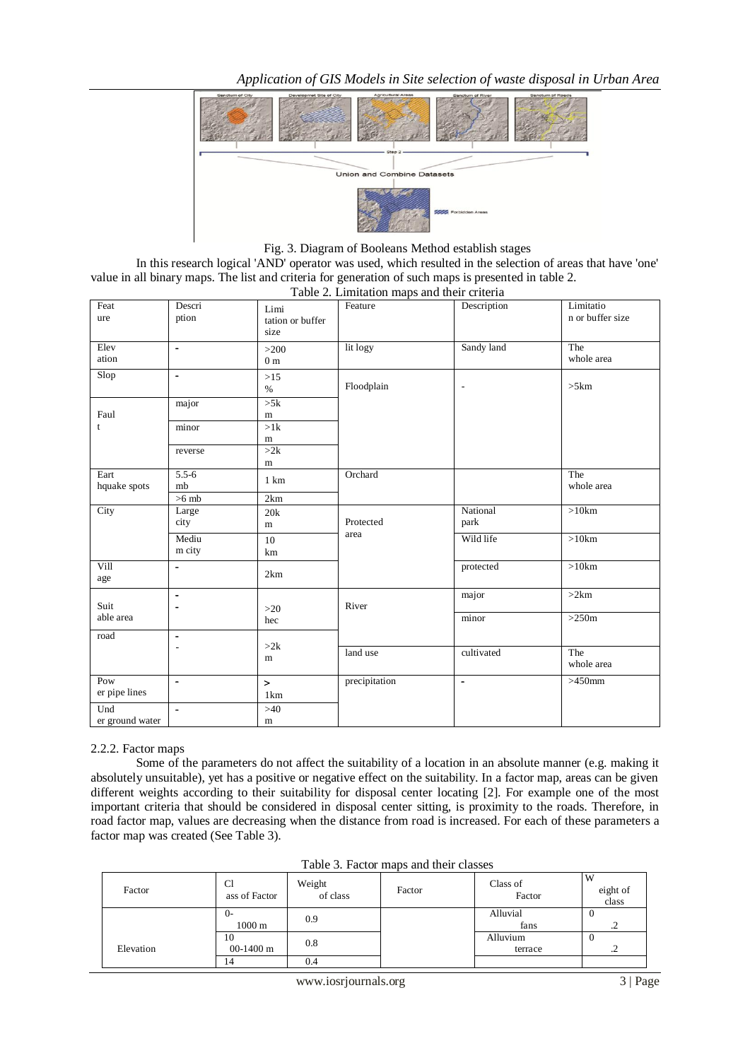Fig. 3. Diagram of Booleans Method establish stages

In this research logical 'AND' operator was used, which resulted in the selection of areas that have 'one' value in all binary maps. The list and criteria for generation of such maps is presented in table 2.

Table 2. Limitation maps and their criteria

| Feature | Description | Limitation or buffer size | Feature | Description | Limitation or buffer size |
|---|---|---|---|---|---|
| Elevation | - | >200 0 m | lit logy | Sandy land | The whole area |
| Slop | - | >15 % | Floodplain | - | >5km |
| Fault | major | >5km | | | |
| | minor | >1km | | | |
| | reverse | >2km | | | |
| Earthquake spots | 5.5-6 mb | 1 km | Orchard | | The whole area |
| | >6 mb | 2km | | | |
| City | Large city | 20km | Protected area | National park | >10km |
| | Medium city | 10 km | | Wild life | >10km |
| Village | - | 2km | | protected | >10km |
| Suitable area | - | >20 hec | River | major | >2km |
| | - | | | minor | >250m |
| road | - | >2km | | | |
| | - | | land use | cultivated | The whole area |
| Power pipe lines | - | > 1km | precipitation | - | >450mm |
| Under ground water | - | >40 m | | | |

2.2.2. Factor maps

Some of the parameters do not affect the suitability of a location in an absolute manner (e.g. making it absolutely unsuitable), yet has a positive or negative effect on the suitability. In a factor map, areas can be given different weights according to their suitability for disposal center locating [2]. For example one of the most important criteria that should be considered in disposal center sitting, is proximity to the roads. Therefore, in road factor map, values are decreasing when the distance from road is increased. For each of these parameters a factor map was created (See Table 3).

Table 3. Factor maps and their classes

| Factor | Class of Factor | Weight of class | Factor | Class of Factor | Weight of class |
|---|---|---|---|---|---|
| Elevation | 0-1000 m | 0.9 | | Alluvial fans | 0.2 |
| | 1000-1400 m | 0.8 | | Alluvium terrace | 0.2 |
| | 14 | 0.4 | | | |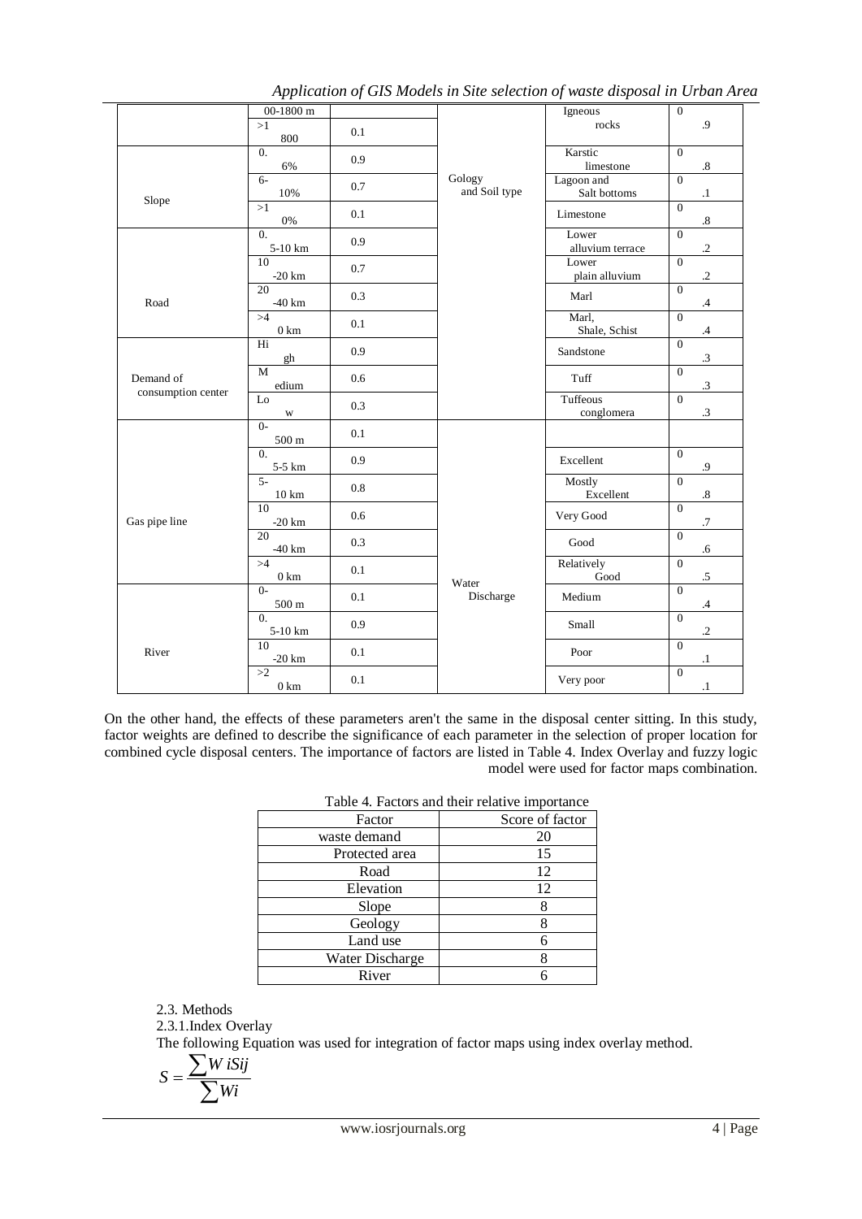| | | | | | |
|---|---|---|---|---|---|
| | 00-1800 m | | Gology and Soil type | Igneous rocks | 0.9 |
| | >1800 | 0.1 | | | |
| Slope | 0.6% | 0.9 | | Karstic limestone | 0.8 |
| | 6-10% | 0.7 | | Lagoon and Salt bottoms | 0.1 |
| | >10% | 0.1 | | Limestone | 0.8 |
| Road | 0.5-10 km | 0.9 | | Lower alluvium terrace | 0.2 |
| | 10-20 km | 0.7 | | Lower plain alluvium | 0.2 |
| | 20-40 km | 0.3 | | Marl | 0.4 |
| | >40 km | 0.1 | | Marl, Shale, Schist | 0.4 |
| Demand of consumption center | High | 0.9 | | Sandstone | 0.3 |
| | Medium | 0.6 | | Tuff | 0.3 |
| | Low | 0.3 | | Tuffeous conglomera | 0.3 |
| Gas pipe line | 0-500 m | 0.1 | Water Discharge | | |
| | 0.5-5 km | 0.9 | | Excellent | 0.9 |
| | 5-10 km | 0.8 | | Mostly Excellent | 0.8 |
| | 10-20 km | 0.6 | | Very Good | 0.7 |
| | 20-40 km | 0.3 | | Good | 0.6 |
| | >40 km | 0.1 | | Relatively Good | 0.5 |
| River | 0-500 m | 0.1 | | Medium | 0.4 |
| | 0.5-10 km | 0.9 | | Small | 0.2 |
| | 10-20 km | 0.1 | | Poor | 0.1 |
| | >20 km | 0.1 | | Very poor | 0.1 |

On the other hand, the effects of these parameters aren't the same in the disposal center sitting. In this study, factor weights are defined to describe the significance of each parameter in the selection of proper location for combined cycle disposal centers. The importance of factors are listed in Table 4. Index Overlay and fuzzy logic model were used for factor maps combination.

Table 4. Factors and their relative importance

| Factor | Score of factor |
|---|---|
| waste demand | 20 |
| Protected area | 15 |
| Road | 12 |
| Elevation | 12 |
| Slope | 8 |
| Geology | 8 |
| Land use | 6 |
| Water Discharge | 8 |
| River | 6 |

2.3. Methods

2.3.1. Index Overlay

The following Equation was used for integration of factor maps using index overlay method.

$$S = \frac{\sum W_i S_{ij}}{\sum W_i}$$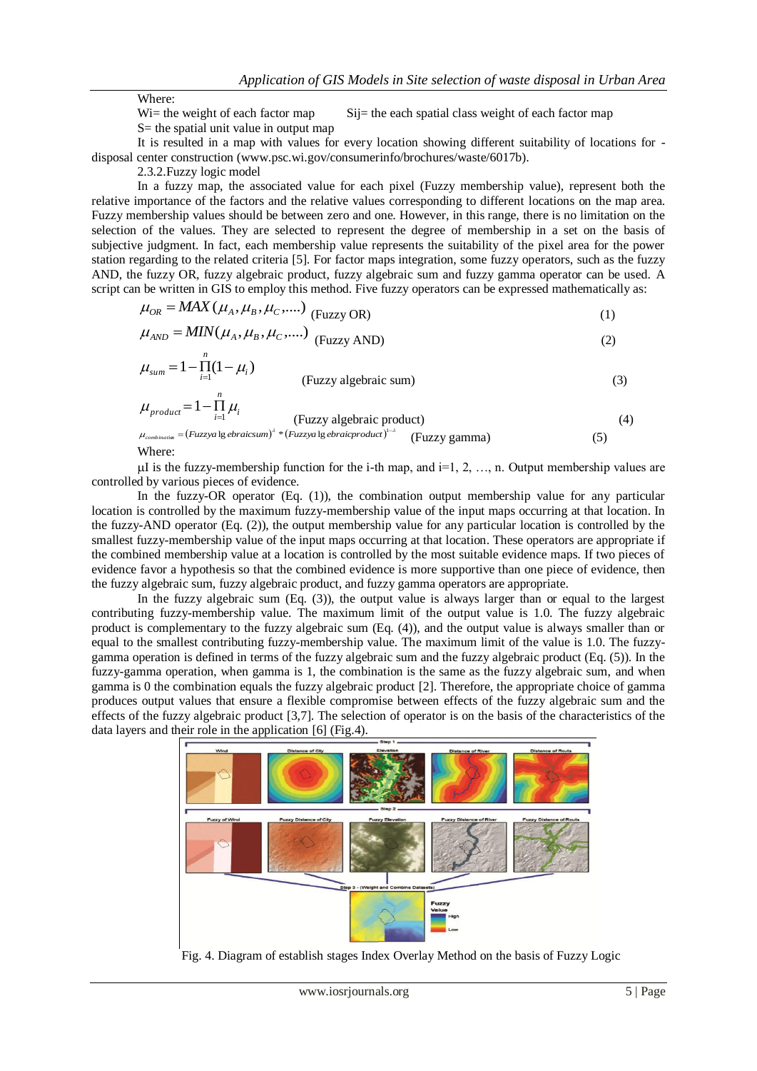Where:

Wi= the weight of each factor map Sij= the each spatial class weight of each factor map

S= the spatial unit value in output map

It is resulted in a map with values for every location showing different suitability of locations for - disposal center construction (www.psc.wi.gov/consumerinfo/brochures/waste/6017b).

### 2.3.2.Fuzzy logic model

In a fuzzy map, the associated value for each pixel (Fuzzy membership value), represent both the relative importance of the factors and the relative values corresponding to different locations on the map area. Fuzzy membership values should be between zero and one. However, in this range, there is no limitation on the selection of the values. They are selected to represent the degree of membership in a set on the basis of subjective judgment. In fact, each membership value represents the suitability of the pixel area for the power station regarding to the related criteria [5]. For factor maps integration, some fuzzy operators, such as the fuzzy AND, the fuzzy OR, fuzzy algebraic product, fuzzy algebraic sum and fuzzy gamma operator can be used. A script can be written in GIS to employ this method. Five fuzzy operators can be expressed mathematically as:

$$\mu_{OR} = MAX(\mu_A, \mu_B, \mu_C, ....) \quad \text{(Fuzzy OR)} \tag{1}$$

$$\mu_{AND} = MIN(\mu_A, \mu_B, \mu_C, ....) \quad \text{(Fuzzy AND)} \tag{2}$$

$$\mu_{sum} = 1 - \prod_{i=1}^{n}(1 - \mu_i) \quad \text{(Fuzzy algebraic sum)} \tag{3}$$

$$\mu_{product} = 1 - \prod_{i=1}^{n}\mu_i \quad \text{(Fuzzy algebraic product)} \tag{4}$$

$$\mu_{combination} = (Fuzzy\ algebraic\ sum)^{\lambda} * (Fuzzy\ algebraic\ product)^{1-\lambda} \quad \text{(Fuzzy gamma)} \tag{5}$$

Where:

μI is the fuzzy-membership function for the i-th map, and i=1, 2, …, n. Output membership values are controlled by various pieces of evidence.

In the fuzzy-OR operator (Eq. (1)), the combination output membership value for any particular location is controlled by the maximum fuzzy-membership value of the input maps occurring at that location. In the fuzzy-AND operator (Eq. (2)), the output membership value for any particular location is controlled by the smallest fuzzy-membership value of the input maps occurring at that location. These operators are appropriate if the combined membership value at a location is controlled by the most suitable evidence maps. If two pieces of evidence favor a hypothesis so that the combined evidence is more supportive than one piece of evidence, then the fuzzy algebraic sum, fuzzy algebraic product, and fuzzy gamma operators are appropriate.

In the fuzzy algebraic sum (Eq. (3)), the output value is always larger than or equal to the largest contributing fuzzy-membership value. The maximum limit of the output value is 1.0. The fuzzy algebraic product is complementary to the fuzzy algebraic sum (Eq. (4)), and the output value is always smaller than or equal to the smallest contributing fuzzy-membership value. The maximum limit of the value is 1.0. The fuzzy-gamma operation is defined in terms of the fuzzy algebraic sum and the fuzzy algebraic product (Eq. (5)). In the fuzzy-gamma operation, when gamma is 1, the combination is the same as the fuzzy algebraic sum, and when gamma is 0 the combination equals the fuzzy algebraic product [2]. Therefore, the appropriate choice of gamma produces output values that ensure a flexible compromise between effects of the fuzzy algebraic sum and the effects of the fuzzy algebraic product [3,7]. The selection of operator is on the basis of the characteristics of the data layers and their role in the application [6] (Fig.4).

Fig. 4. Diagram of establish stages Index Overlay Method on the basis of Fuzzy Logic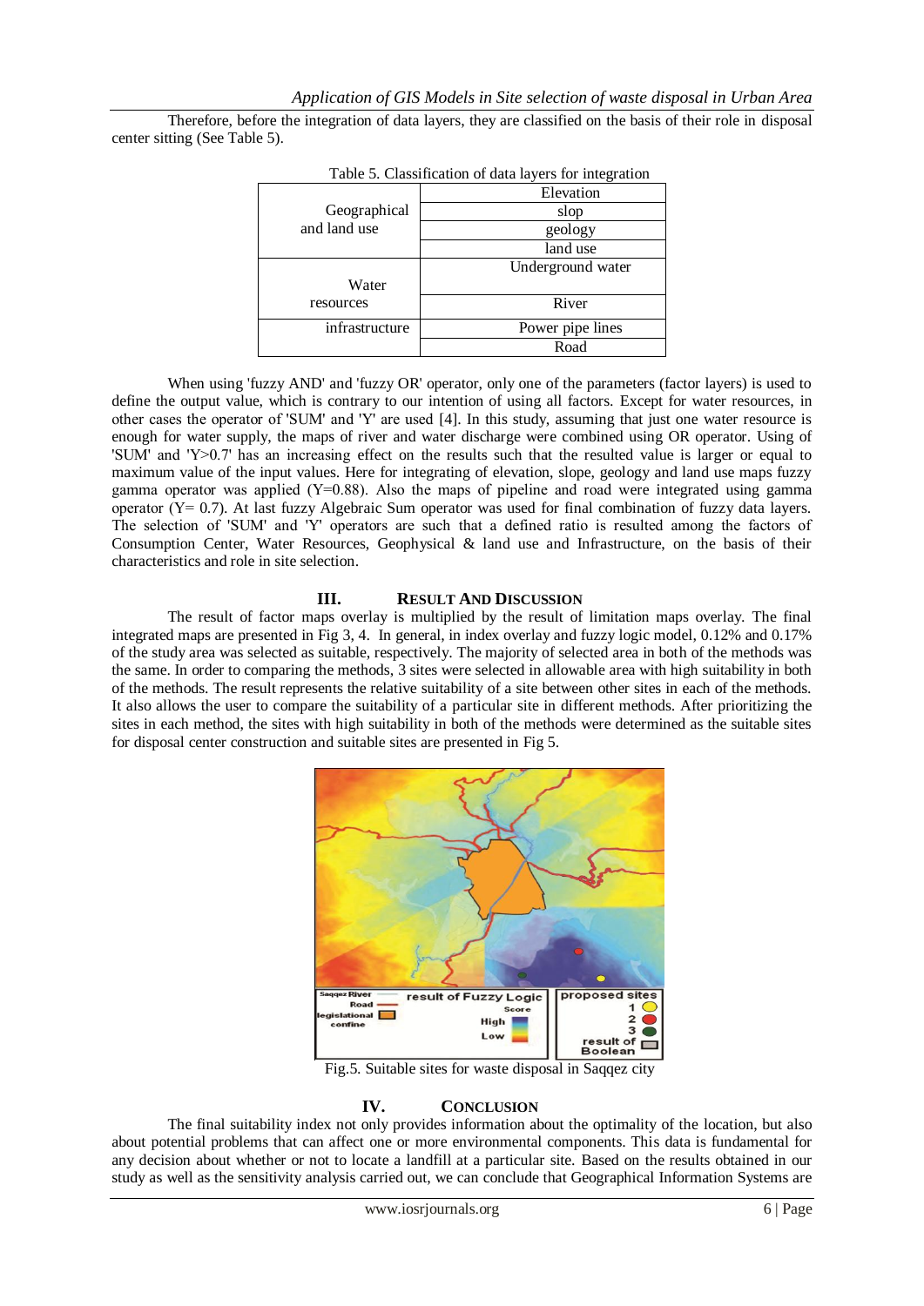Therefore, before the integration of data layers, they are classified on the basis of their role in disposal center sitting (See Table 5).

Table 5. Classification of data layers for integration

| | |
|---|---|
| Geographical and land use | Elevation |
| | slop |
| | geology |
| | land use |
| Water resources | Underground water |
| | River |
| infrastructure | Power pipe lines |
| | Road |

When using 'fuzzy AND' and 'fuzzy OR' operator, only one of the parameters (factor layers) is used to define the output value, which is contrary to our intention of using all factors. Except for water resources, in other cases the operator of 'SUM' and 'Y' are used [4]. In this study, assuming that just one water resource is enough for water supply, the maps of river and water discharge were combined using OR operator. Using of 'SUM' and 'Y>0.7' has an increasing effect on the results such that the resulted value is larger or equal to maximum value of the input values. Here for integrating of elevation, slope, geology and land use maps fuzzy gamma operator was applied (Y=0.88). Also the maps of pipeline and road were integrated using gamma operator (Y= 0.7). At last fuzzy Algebraic Sum operator was used for final combination of fuzzy data layers. The selection of 'SUM' and 'Y' operators are such that a defined ratio is resulted among the factors of Consumption Center, Water Resources, Geophysical & land use and Infrastructure, on the basis of their characteristics and role in site selection.

## III. Result And Discussion

The result of factor maps overlay is multiplied by the result of limitation maps overlay. The final integrated maps are presented in Fig 3, 4. In general, in index overlay and fuzzy logic model, 0.12% and 0.17% of the study area was selected as suitable, respectively. The majority of selected area in both of the methods was the same. In order to comparing the methods, 3 sites were selected in allowable area with high suitability in both of the methods. The result represents the relative suitability of a site between other sites in each of the methods. It also allows the user to compare the suitability of a particular site in different methods. After prioritizing the sites in each method, the sites with high suitability in both of the methods were determined as the suitable sites for disposal center construction and suitable sites are presented in Fig 5.

Fig.5. Suitable sites for waste disposal in Saqqez city

## IV. Conclusion

The final suitability index not only provides information about the optimality of the location, but also about potential problems that can affect one or more environmental components. This data is fundamental for any decision about whether or not to locate a landfill at a particular site. Based on the results obtained in our study as well as the sensitivity analysis carried out, we can conclude that Geographical Information Systems are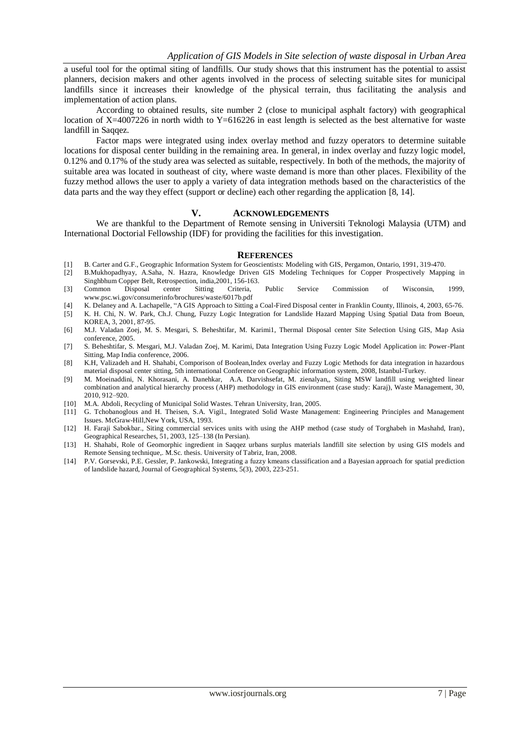a useful tool for the optimal siting of landfills. Our study shows that this instrument has the potential to assist planners, decision makers and other agents involved in the process of selecting suitable sites for municipal landfills since it increases their knowledge of the physical terrain, thus facilitating the analysis and implementation of action plans.

According to obtained results, site number 2 (close to municipal asphalt factory) with geographical location of X=4007226 in north width to Y=616226 in east length is selected as the best alternative for waste landfill in Saqqez.

Factor maps were integrated using index overlay method and fuzzy operators to determine suitable locations for disposal center building in the remaining area. In general, in index overlay and fuzzy logic model, 0.12% and 0.17% of the study area was selected as suitable, respectively. In both of the methods, the majority of suitable area was located in southeast of city, where waste demand is more than other places. Flexibility of the fuzzy method allows the user to apply a variety of data integration methods based on the characteristics of the data parts and the way they effect (support or decline) each other regarding the application [8, 14].

## V. ACKNOWLEDGEMENTS

We are thankful to the Department of Remote sensing in Universiti Teknologi Malaysia (UTM) and International Doctorial Fellowship (IDF) for providing the facilities for this investigation.

## REFERENCES

[1] B. Carter and G.F., Geographic Information System for Geoscientists: Modeling with GIS, Pergamon, Ontario, 1991, 319-470.

[2] B.Mukhopadhyay, A.Saha, N. Hazra, Knowledge Driven GIS Modeling Techniques for Copper Prospectively Mapping in Singhbhum Copper Belt, Retrospection, india,2001, 156-163.

[3] Common Disposal center Sitting Criteria, Public Service Commission of Wisconsin, 1999, www.psc.wi.gov/consumerinfo/brochures/waste/6017b.pdf

[4] K. Delaney and A. Lachapelle, "A GIS Approach to Sitting a Coal-Fired Disposal center in Franklin County, Illinois, 4, 2003, 65-76.

[5] K. H. Chi, N. W. Park, Ch.J. Chung, Fuzzy Logic Integration for Landslide Hazard Mapping Using Spatial Data from Boeun, KOREA, 3, 2001, 87-95.

[6] M.J. Valadan Zoej, M. S. Mesgari, S. Beheshtifar, M. Karimi1, Thermal Disposal center Site Selection Using GIS, Map Asia conference, 2005.

[7] S. Beheshtifar, S. Mesgari, M.J. Valadan Zoej, M. Karimi, Data Integration Using Fuzzy Logic Model Application in: Power-Plant Sitting, Map India conference, 2006.

[8] K.H, Valizadeh and H. Shahabi, Comporison of Boolean,Index overlay and Fuzzy Logic Methods for data integration in hazardous material disposal center sitting, 5th international Conference on Geographic information system, 2008, Istanbul-Turkey.

[9] M. Moeinaddini, N. Khorasani, A. Danehkar, A.A. Darvishsefat, M. zienalyan,, Siting MSW landfill using weighted linear combination and analytical hierarchy process (AHP) methodology in GIS environment (case study: Karaj), Waste Management, 30, 2010, 912–920.

[10] M.A. Abdoli, Recycling of Municipal Solid Wastes. Tehran University, Iran, 2005.

[11] G. Tchobanoglous and H. Theisen, S.A. Vigil., Integrated Solid Waste Management: Engineering Principles and Management Issues. McGraw-Hill,New York, USA, 1993.

[12] H. Faraji Sabokbar., Siting commercial services units with using the AHP method (case study of Torghabeh in Mashahd, Iran), Geographical Researches, 51, 2003, 125–138 (In Persian).

[13] H. Shahabi, Role of Geomorphic ingredient in Saqqez urbans surplus materials landfill site selection by using GIS models and Remote Sensing technique,. M.Sc. thesis. University of Tabriz, Iran, 2008.

[14] P.V. Gorsevski, P.E. Gessler, P. Jankowski, Integrating a fuzzy kmeans classification and a Bayesian approach for spatial prediction of landslide hazard, Journal of Geographical Systems, 5(3), 2003, 223-251.